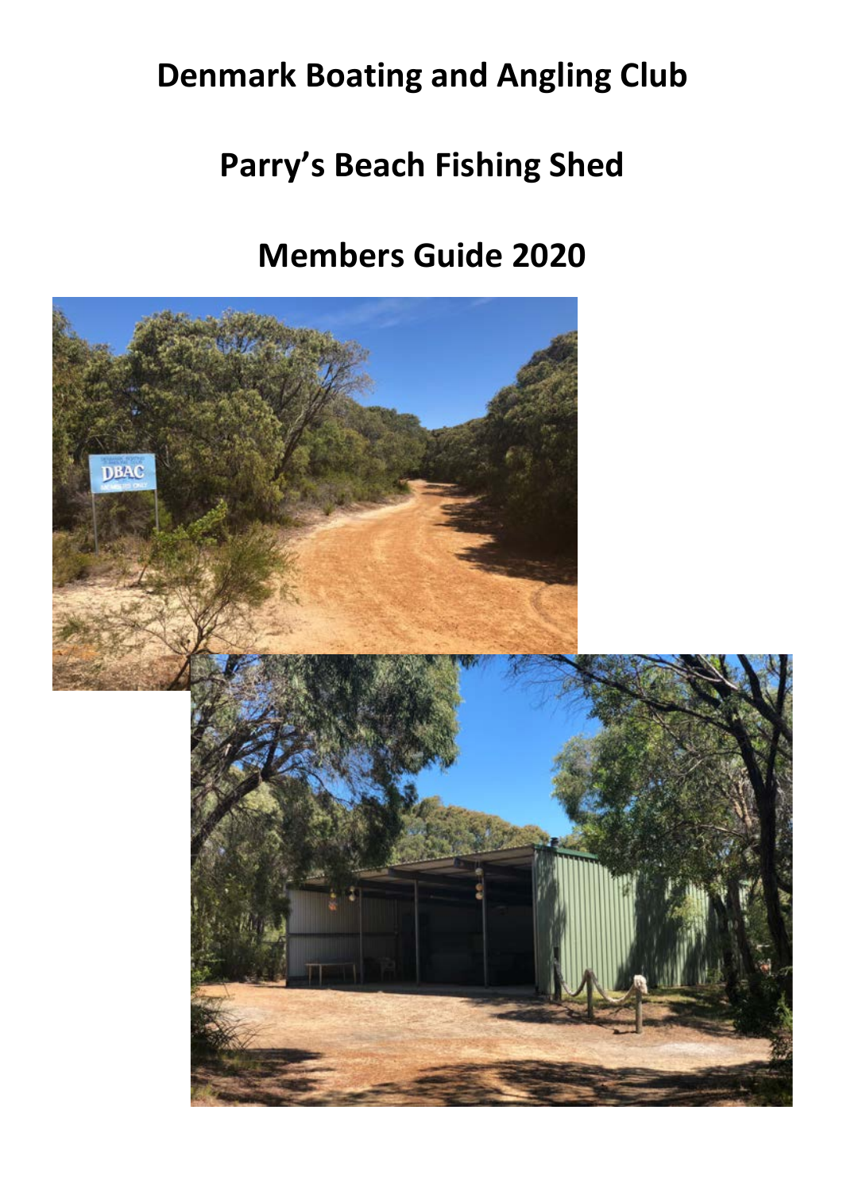# Denmark Boating and Angling Club

# Parry's Beach Fishing Shed

# Members Guide 2020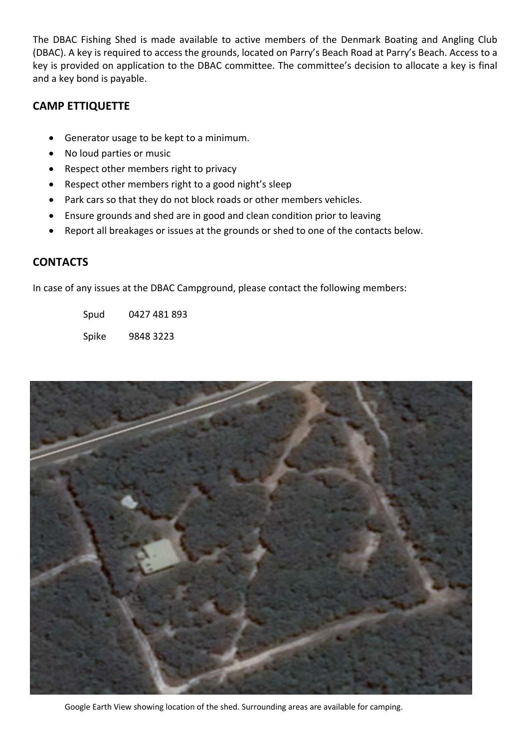The DBAC Fishing Shed is made available to active members of the Denmark Boating and Angling Club (DBAC). A key is required to access the grounds, located on Parry's Beach Road at Parry's Beach. Access to a key is provided on application to the DBAC committee. The committee's decision to allocate a key is final and a key bond is payable.

## CAMP ETTIQUETTE

- Generator usage to be kept to a minimum.
- No loud parties or music
- Respect other members right to privacy
- Respect other members right to a good night's sleep
- Park cars so that they do not block roads or other members vehicles.
- Ensure grounds and shed are in good and clean condition prior to leaving
- Report all breakages or issues at the grounds or shed to one of the contacts below.

## CONTACTS

In case of any issues at the DBAC Campground, please contact the following members:

Spud 0427 481 893

Spike 9848 3223

Google Earth View showing location of the shed. Surrounding areas are available for camping.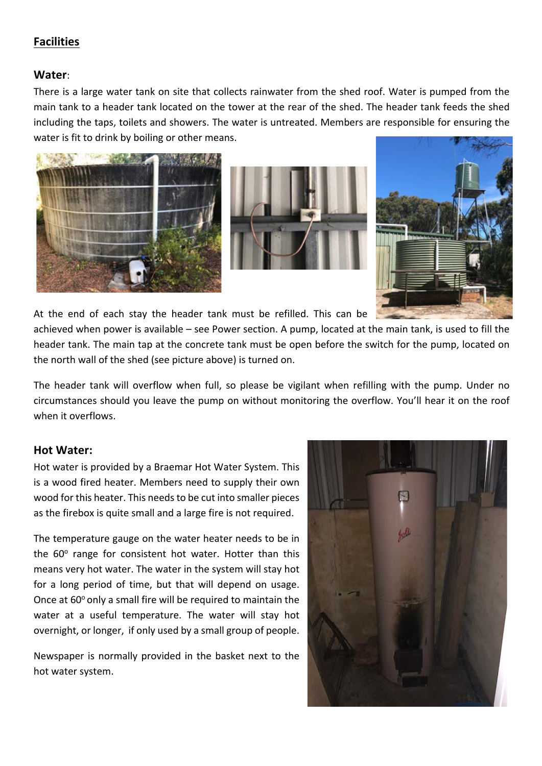## **Facilities**

### **Water**:

There is a large water tank on site that collects rainwater from the shed roof. Water is pumped from the main tank to a header tank located on the tower at the rear of the shed. The header tank feeds the shed including the taps, toilets and showers. The water is untreated. Members are responsible for ensuring the water is fit to drink by boiling or other means.

At the end of each stay the header tank must be refilled. This can be achieved when power is available – see Power section. A pump, located at the main tank, is used to fill the header tank. The main tap at the concrete tank must be open before the switch for the pump, located on the north wall of the shed (see picture above) is turned on.

The header tank will overflow when full, so please be vigilant when refilling with the pump. Under no circumstances should you leave the pump on without monitoring the overflow. You'll hear it on the roof when it overflows.

### **Hot Water:**

Hot water is provided by a Braemar Hot Water System. This is a wood fired heater. Members need to supply their own wood for this heater. This needs to be cut into smaller pieces as the firebox is quite small and a large fire is not required.

The temperature gauge on the water heater needs to be in the 60$^{o}$ range for consistent hot water. Hotter than this means very hot water. The water in the system will stay hot for a long period of time, but that will depend on usage. Once at 60$^{o}$ only a small fire will be required to maintain the water at a useful temperature. The water will stay hot overnight, or longer, if only used by a small group of people.

Newspaper is normally provided in the basket next to the hot water system.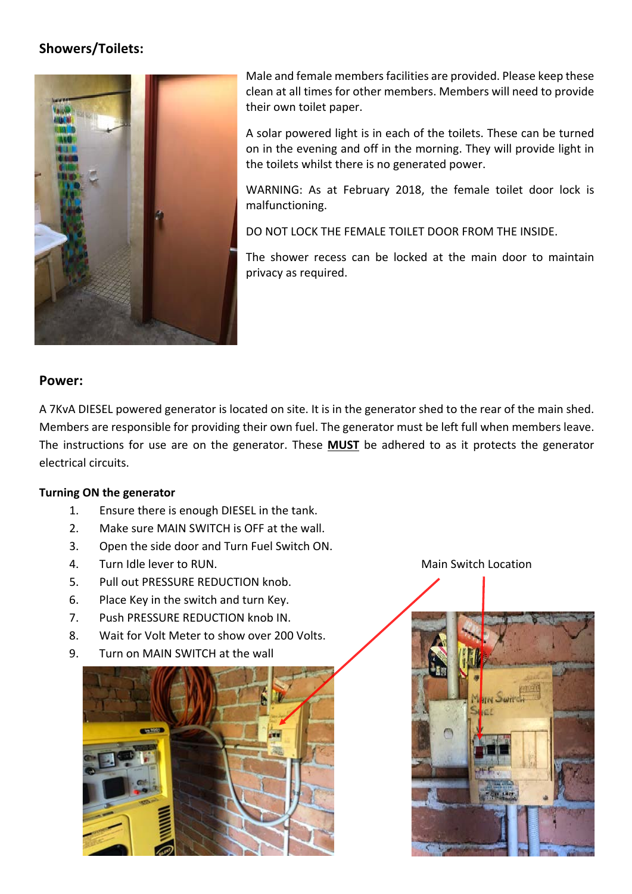## Showers/Toilets:

Male and female members facilities are provided. Please keep these clean at all times for other members. Members will need to provide their own toilet paper.

A solar powered light is in each of the toilets. These can be turned on in the evening and off in the morning. They will provide light in the toilets whilst there is no generated power.

WARNING: As at February 2018, the female toilet door lock is malfunctioning.

DO NOT LOCK THE FEMALE TOILET DOOR FROM THE INSIDE.

The shower recess can be locked at the main door to maintain privacy as required.

## Power:

A 7KvA DIESEL powered generator is located on site. It is in the generator shed to the rear of the main shed. Members are responsible for providing their own fuel. The generator must be left full when members leave. The instructions for use are on the generator. These **MUST** be adhered to as it protects the generator electrical circuits.

**Turning ON the generator**

1. Ensure there is enough DIESEL in the tank.
2. Make sure MAIN SWITCH is OFF at the wall.
3. Open the side door and Turn Fuel Switch ON.
4. Turn Idle lever to RUN.
5. Pull out PRESSURE REDUCTION knob.
6. Place Key in the switch and turn Key.
7. Push PRESSURE REDUCTION knob IN.
8. Wait for Volt Meter to show over 200 Volts.
9. Turn on MAIN SWITCH at the wall

Main Switch Location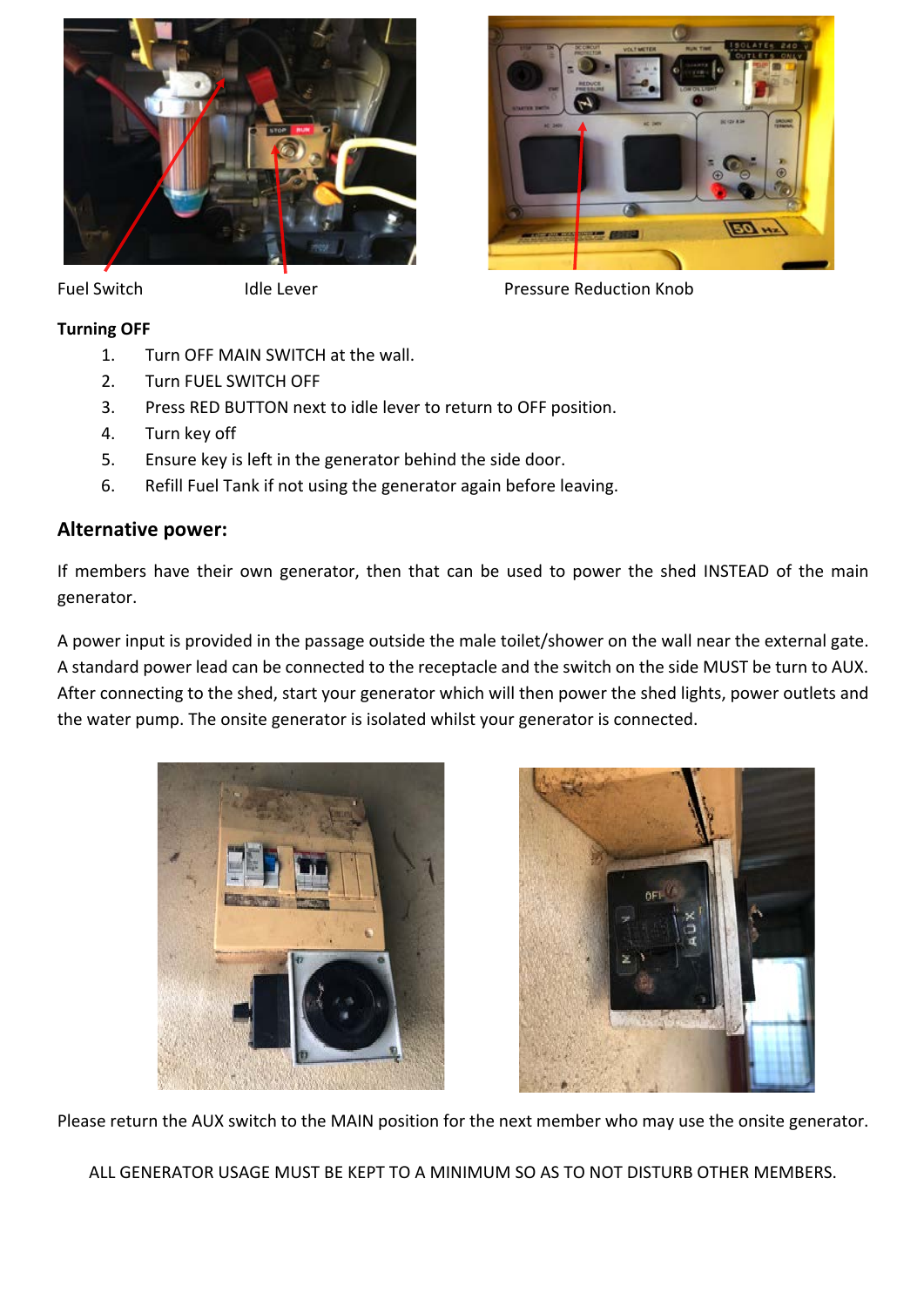Fuel Switch Idle Lever Pressure Reduction Knob

**Turning OFF**

1. Turn OFF MAIN SWITCH at the wall.
2. Turn FUEL SWITCH OFF
3. Press RED BUTTON next to idle lever to return to OFF position.
4. Turn key off
5. Ensure key is left in the generator behind the side door.
6. Refill Fuel Tank if not using the generator again before leaving.

## Alternative power:

If members have their own generator, then that can be used to power the shed INSTEAD of the main generator.

A power input is provided in the passage outside the male toilet/shower on the wall near the external gate. A standard power lead can be connected to the receptacle and the switch on the side MUST be turn to AUX. After connecting to the shed, start your generator which will then power the shed lights, power outlets and the water pump. The onsite generator is isolated whilst your generator is connected.

Please return the AUX switch to the MAIN position for the next member who may use the onsite generator.

ALL GENERATOR USAGE MUST BE KEPT TO A MINIMUM SO AS TO NOT DISTURB OTHER MEMBERS.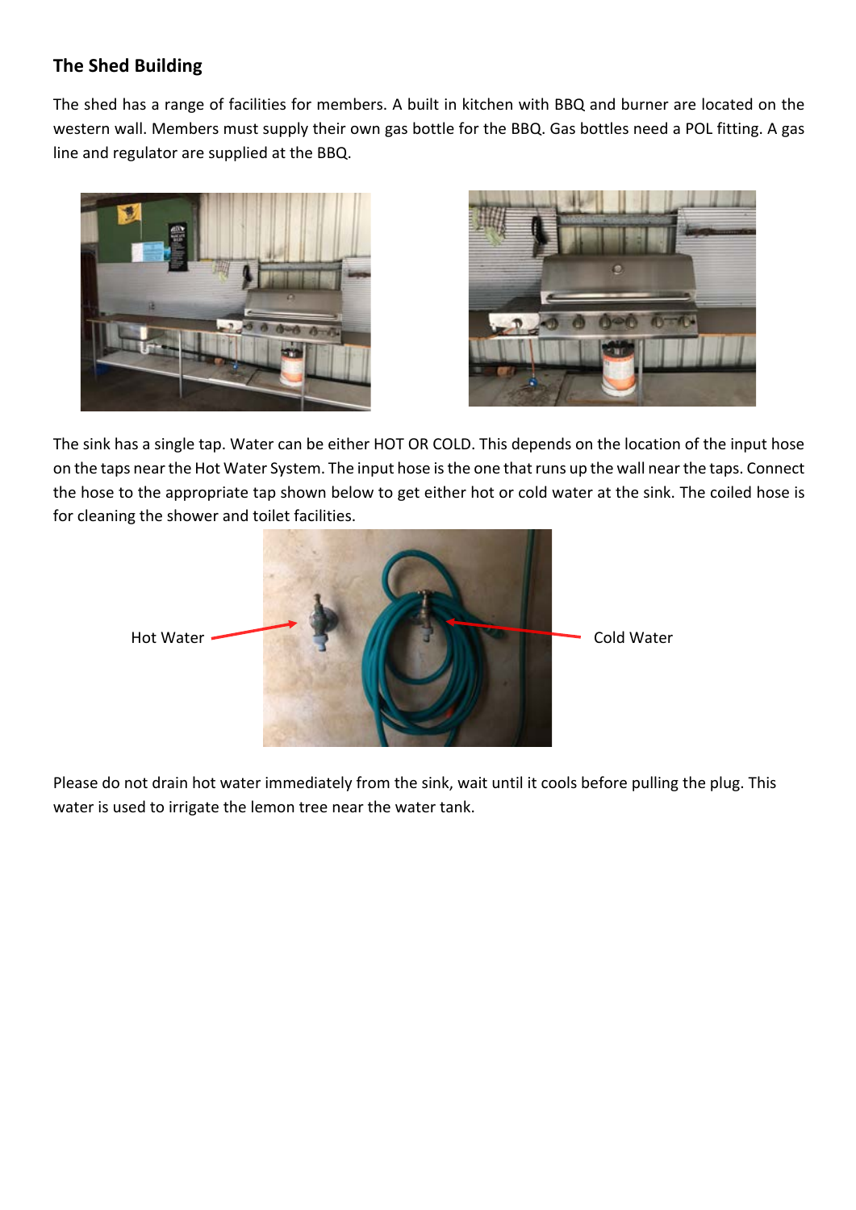## The Shed Building

The shed has a range of facilities for members. A built in kitchen with BBQ and burner are located on the western wall. Members must supply their own gas bottle for the BBQ. Gas bottles need a POL fitting. A gas line and regulator are supplied at the BBQ.

The sink has a single tap. Water can be either HOT OR COLD. This depends on the location of the input hose on the taps near the Hot Water System. The input hose is the one that runs up the wall near the taps. Connect the hose to the appropriate tap shown below to get either hot or cold water at the sink. The coiled hose is for cleaning the shower and toilet facilities.

Hot Water

Cold Water

Please do not drain hot water immediately from the sink, wait until it cools before pulling the plug. This water is used to irrigate the lemon tree near the water tank.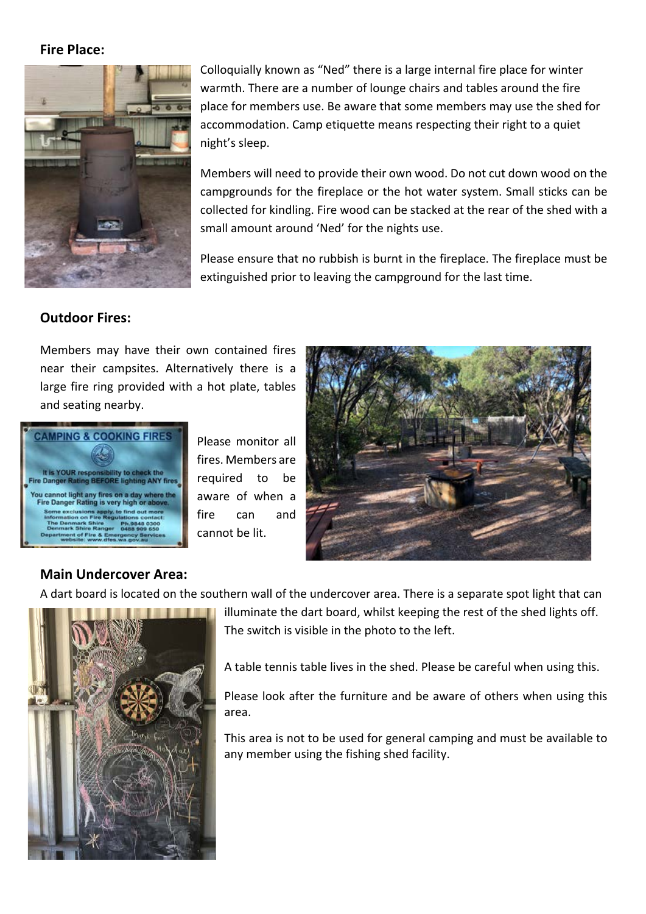## Fire Place:

Colloquially known as "Ned" there is a large internal fire place for winter warmth. There are a number of lounge chairs and tables around the fire place for members use. Be aware that some members may use the shed for accommodation. Camp etiquette means respecting their right to a quiet night's sleep.

Members will need to provide their own wood. Do not cut down wood on the campgrounds for the fireplace or the hot water system. Small sticks can be collected for kindling. Fire wood can be stacked at the rear of the shed with a small amount around 'Ned' for the nights use.

Please ensure that no rubbish is burnt in the fireplace. The fireplace must be extinguished prior to leaving the campground for the last time.

## Outdoor Fires:

Members may have their own contained fires near their campsites. Alternatively there is a large fire ring provided with a hot plate, tables and seating nearby.

Please monitor all fires. Members are required to be aware of when a fire can and cannot be lit.

## Main Undercover Area:

A dart board is located on the southern wall of the undercover area. There is a separate spot light that can illuminate the dart board, whilst keeping the rest of the shed lights off. The switch is visible in the photo to the left.

A table tennis table lives in the shed. Please be careful when using this.

Please look after the furniture and be aware of others when using this area.

This area is not to be used for general camping and must be available to any member using the fishing shed facility.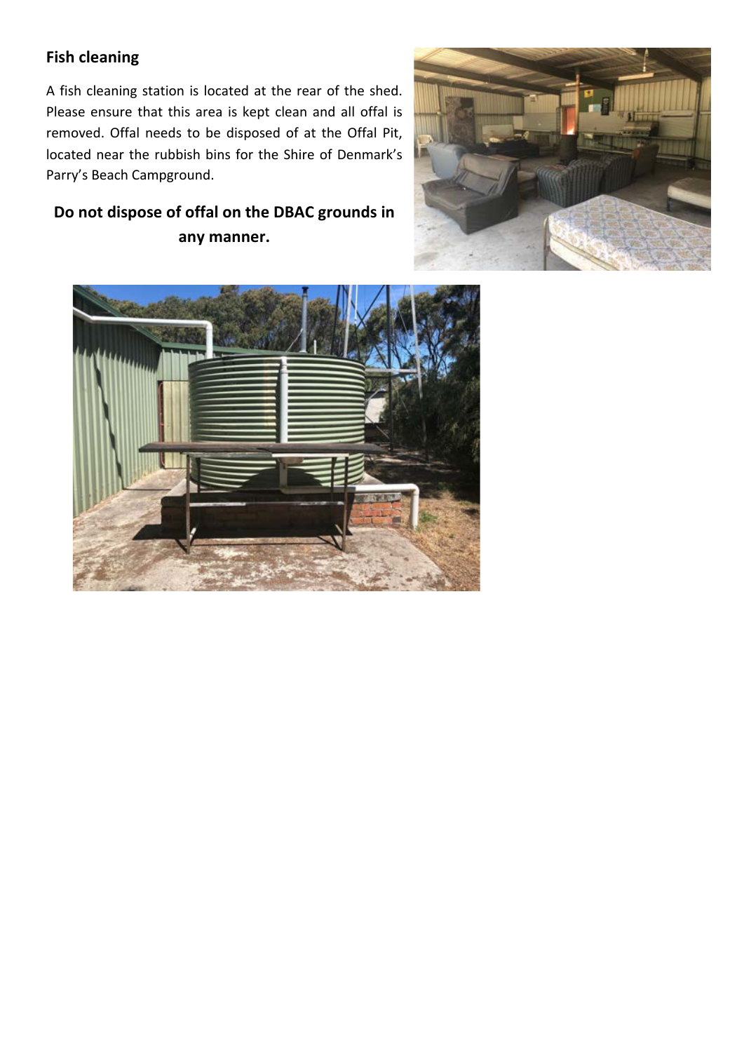## Fish cleaning

A fish cleaning station is located at the rear of the shed. Please ensure that this area is kept clean and all offal is removed. Offal needs to be disposed of at the Offal Pit, located near the rubbish bins for the Shire of Denmark's Parry's Beach Campground.

**Do not dispose of offal on the DBAC grounds in any manner.**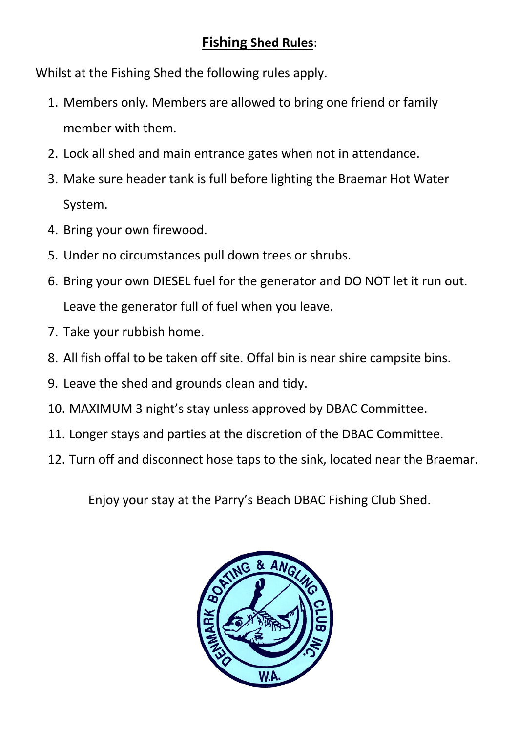## **Fishing Shed Rules**:

Whilst at the Fishing Shed the following rules apply.

1. Members only. Members are allowed to bring one friend or family member with them.
2. Lock all shed and main entrance gates when not in attendance.
3. Make sure header tank is full before lighting the Braemar Hot Water System.
4. Bring your own firewood.
5. Under no circumstances pull down trees or shrubs.
6. Bring your own DIESEL fuel for the generator and DO NOT let it run out. Leave the generator full of fuel when you leave.
7. Take your rubbish home.
8. All fish offal to be taken off site. Offal bin is near shire campsite bins.
9. Leave the shed and grounds clean and tidy.
10. MAXIMUM 3 night's stay unless approved by DBAC Committee.
11. Longer stays and parties at the discretion of the DBAC Committee.
12. Turn off and disconnect hose taps to the sink, located near the Braemar.

Enjoy your stay at the Parry's Beach DBAC Fishing Club Shed.

DENMARK BOATING & ANGLING CLUB INC.
W.A.